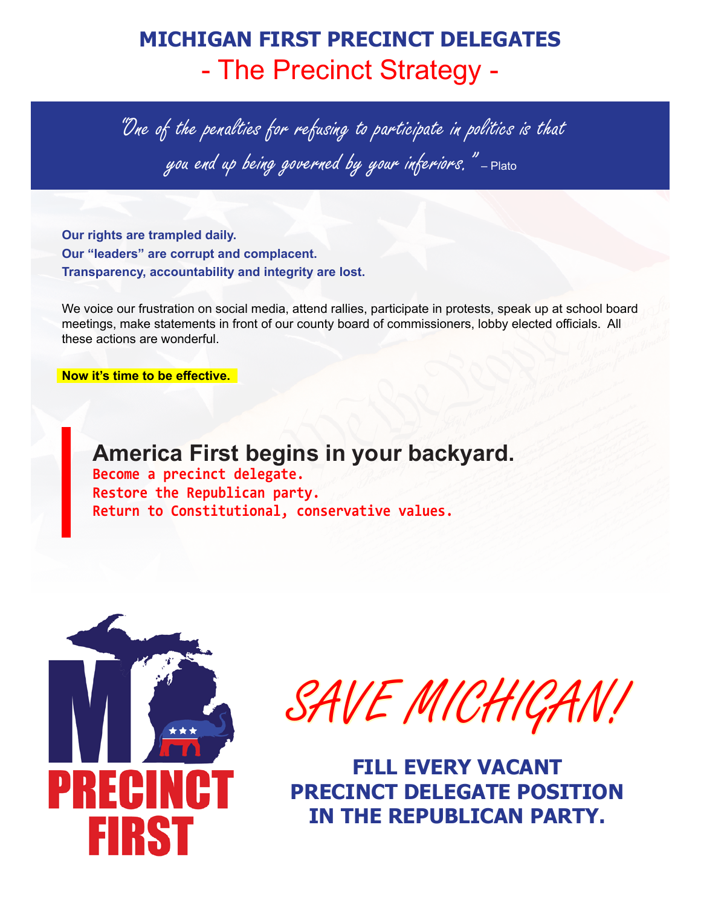# MICHIGAN FIRST PRECINCT DELEGATES

## - The Precinct Strategy -

*"One of the penalties for refusing to participate in politics is that you end up being governed by your inferiors."* – Plato

**Our rights are trampled daily.**
**Our "leaders" are corrupt and complacent.**
**Transparency, accountability and integrity are lost.**

We voice our frustration on social media, attend rallies, participate in protests, speak up at school board meetings, make statements in front of our county board of commissioners, lobby elected officials. All these actions are wonderful.

**Now it's time to be effective.**

## America First begins in your backyard.

Become a precinct delegate.
Restore the Republican party.
Return to Constitutional, conservative values.

MI PRECINCT FIRST

*SAVE MICHIGAN!*

**FILL EVERY VACANT PRECINCT DELEGATE POSITION IN THE REPUBLICAN PARTY.**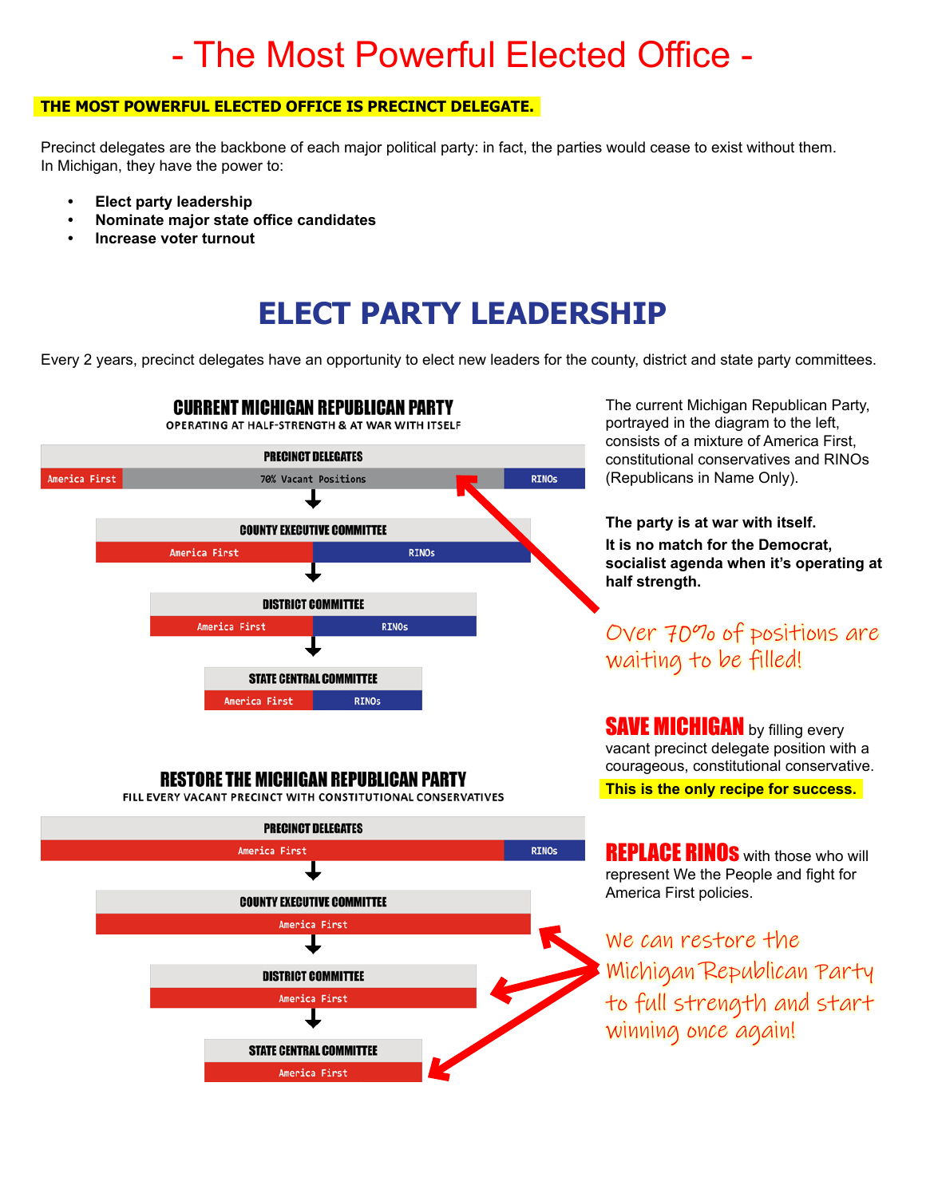# - The Most Powerful Elected Office -

**THE MOST POWERFUL ELECTED OFFICE IS PRECINCT DELEGATE.**

Precinct delegates are the backbone of each major political party: in fact, the parties would cease to exist without them. In Michigan, they have the power to:

- **Elect party leadership**
- **Nominate major state office candidates**
- **Increase voter turnout**

## ELECT PARTY LEADERSHIP

Every 2 years, precinct delegates have an opportunity to elect new leaders for the county, district and state party committees.

### CURRENT MICHIGAN REPUBLICAN PARTY

OPERATING AT HALF-STRENGTH & AT WAR WITH ITSELF

**PRECINCT DELEGATES**

America First | 70% Vacant Positions | RINOs

↓

**COUNTY EXECUTIVE COMMITTEE**

America First | RINOs

↓

**DISTRICT COMMITTEE**

America First | RINOs

↓

**STATE CENTRAL COMMITTEE**

America First | RINOs

The current Michigan Republican Party, portrayed in the diagram to the left, consists of a mixture of America First, constitutional conservatives and RINOs (Republicans in Name Only).

**The party is at war with itself.**

**It is no match for the Democrat, socialist agenda when it's operating at half strength.**

*Over 70% of positions are waiting to be filled!*

### RESTORE THE MICHIGAN REPUBLICAN PARTY

FILL EVERY VACANT PRECINCT WITH CONSTITUTIONAL CONSERVATIVES

**PRECINCT DELEGATES**

America First | RINOs

↓

**COUNTY EXECUTIVE COMMITTEE**

America First

↓

**DISTRICT COMMITTEE**

America First

↓

**STATE CENTRAL COMMITTEE**

America First

**SAVE MICHIGAN** by filling every vacant precinct delegate position with a courageous, constitutional conservative.

**This is the only recipe for success.**

**REPLACE RINOs** with those who will represent We the People and fight for America First policies.

*We can restore the Michigan Republican Party to full strength and start winning once again!*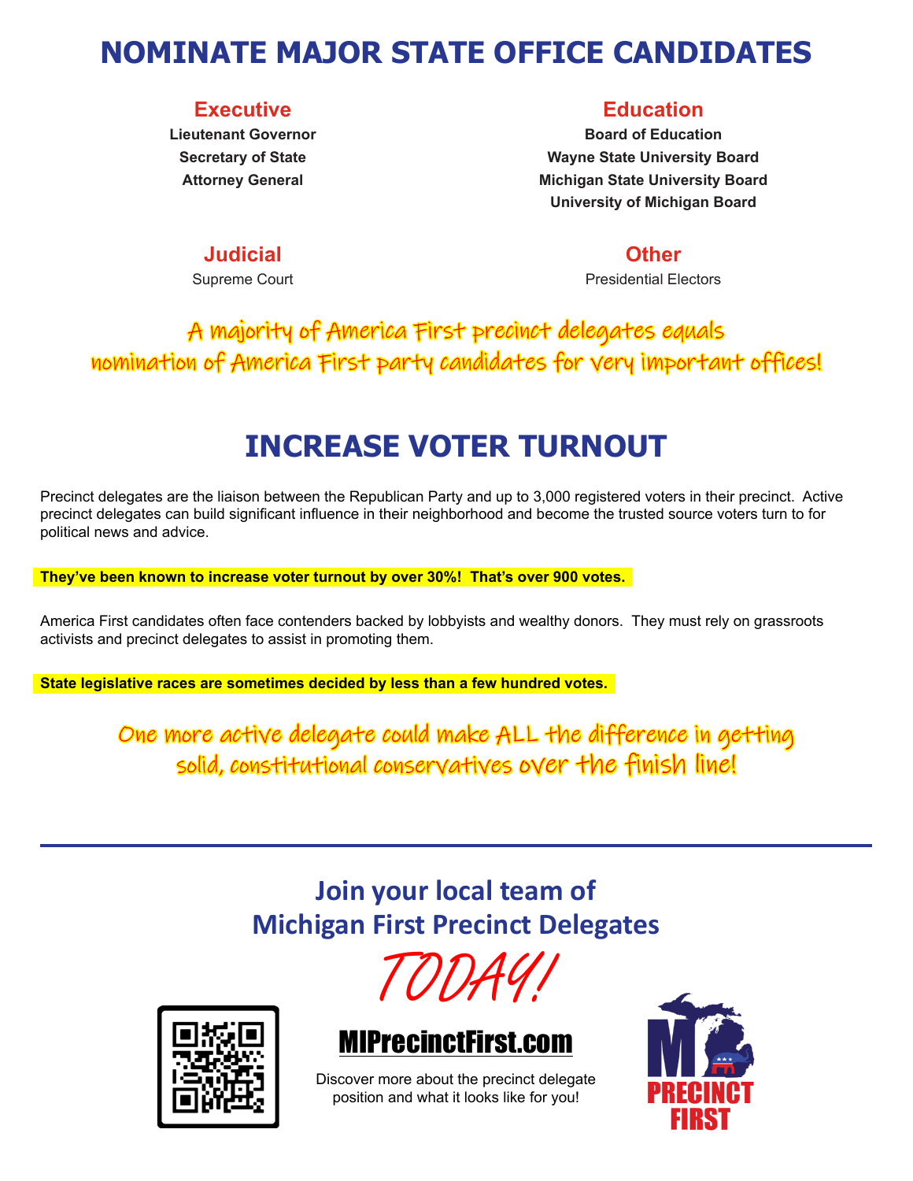# NOMINATE MAJOR STATE OFFICE CANDIDATES

### Executive

**Lieutenant Governor**
**Secretary of State**
**Attorney General**

### Education

**Board of Education**
**Wayne State University Board**
**Michigan State University Board**
**University of Michigan Board**

### Judicial

Supreme Court

### Other

Presidential Electors

*A majority of America First precinct delegates equals nomination of America First party candidates for very important offices!*

# INCREASE VOTER TURNOUT

Precinct delegates are the liaison between the Republican Party and up to 3,000 registered voters in their precinct. Active precinct delegates can build significant influence in their neighborhood and become the trusted source voters turn to for political news and advice.

**They've been known to increase voter turnout by over 30%! That's over 900 votes.**

America First candidates often face contenders backed by lobbyists and wealthy donors. They must rely on grassroots activists and precinct delegates to assist in promoting them.

**State legislative races are sometimes decided by less than a few hundred votes.**

*One more active delegate could make ALL the difference in getting solid, constitutional conservatives over the finish line!*

---

## Join your local team of Michigan First Precinct Delegates

# *TODAY!*

**MIPrecinctFirst.com**

Discover more about the precinct delegate position and what it looks like for you!

MI PRECINCT FIRST